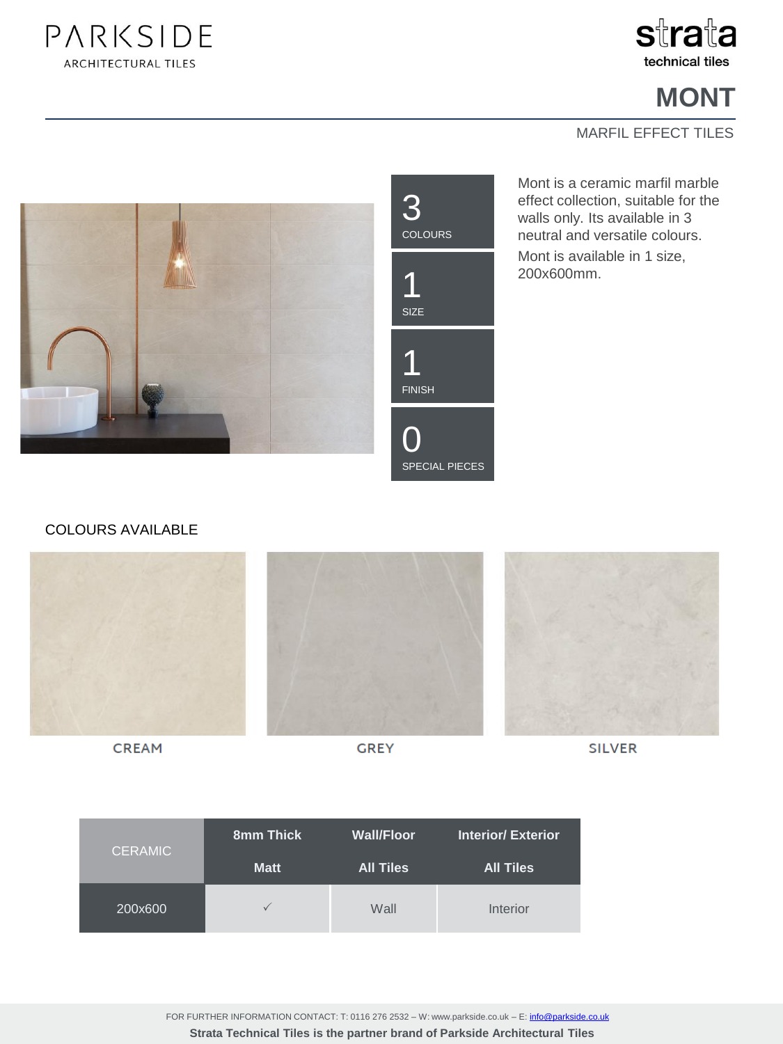PARKSIDE
ARCHITECTURAL TILES

strata
technical tiles

# MONT

MARFIL EFFECT TILES

3
COLOURS

1
SIZE

1
FINISH

0
SPECIAL PIECES

Mont is a ceramic marfil marble effect collection, suitable for the walls only. Its available in 3 neutral and versatile colours.

Mont is available in 1 size, 200x600mm.

## COLOURS AVAILABLE

CREAM

GREY

SILVER

| CERAMIC | 8mm Thick | Wall/Floor | Interior/ Exterior |
|---|---|---|---|
| | **Matt** | **All Tiles** | **All Tiles** |
| 200x600 | ✓ | Wall | Interior |

FOR FURTHER INFORMATION CONTACT: T: 0116 276 2532 – W: www.parkside.co.uk – E: info@parkside.co.uk

**Strata Technical Tiles is the partner brand of Parkside Architectural Tiles**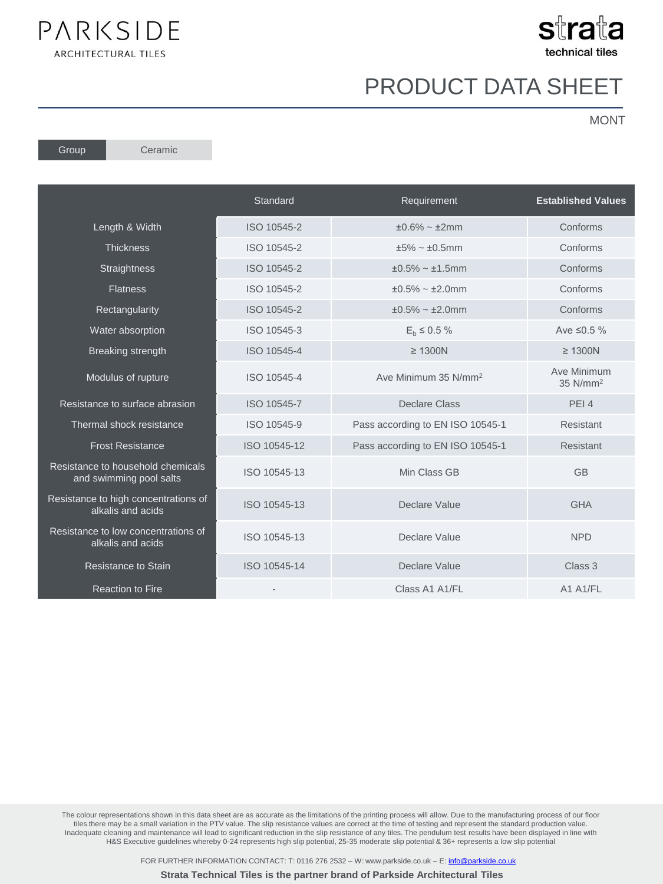PARKSIDE
ARCHITECTURAL TILES

strata
technical tiles

# PRODUCT DATA SHEET

MONT

| Group | Ceramic |
|---|---|

| | Standard | Requirement | **Established Values** |
|---|---|---|---|
| Length & Width | ISO 10545-2 | ±0.6% ~ ±2mm | Conforms |
| Thickness | ISO 10545-2 | ±5% ~ ±0.5mm | Conforms |
| Straightness | ISO 10545-2 | ±0.5% ~ ±1.5mm | Conforms |
| Flatness | ISO 10545-2 | ±0.5% ~ ±2.0mm | Conforms |
| Rectangularity | ISO 10545-2 | ±0.5% ~ ±2.0mm | Conforms |
| Water absorption | ISO 10545-3 | $E_b$ ≤ 0.5 % | Ave ≤0.5 % |
| Breaking strength | ISO 10545-4 | ≥ 1300N | ≥ 1300N |
| Modulus of rupture | ISO 10545-4 | Ave Minimum 35 N/mm$^2$ | Ave Minimum 35 N/mm$^2$ |
| Resistance to surface abrasion | ISO 10545-7 | Declare Class | PEI 4 |
| Thermal shock resistance | ISO 10545-9 | Pass according to EN ISO 10545-1 | Resistant |
| Frost Resistance | ISO 10545-12 | Pass according to EN ISO 10545-1 | Resistant |
| Resistance to household chemicals and swimming pool salts | ISO 10545-13 | Min Class GB | GB |
| Resistance to high concentrations of alkalis and acids | ISO 10545-13 | Declare Value | GHA |
| Resistance to low concentrations of alkalis and acids | ISO 10545-13 | Declare Value | NPD |
| Resistance to Stain | ISO 10545-14 | Declare Value | Class 3 |
| Reaction to Fire | - | Class A1 A1/FL | A1 A1/FL |

The colour representations shown in this data sheet are as accurate as the limitations of the printing process will allow. Due to the manufacturing process of our floor tiles there may be a small variation in the PTV value. The slip resistance values are correct at the time of testing and represent the standard production value. Inadequate cleaning and maintenance will lead to significant reduction in the slip resistance of any tiles. The pendulum test results have been displayed in line with H&S Executive guidelines whereby 0-24 represents high slip potential, 25-35 moderate slip potential & 36+ represents a low slip potential

FOR FURTHER INFORMATION CONTACT: T: 0116 276 2532 – W: www.parkside.co.uk – E: info@parkside.co.uk

**Strata Technical Tiles is the partner brand of Parkside Architectural Tiles**